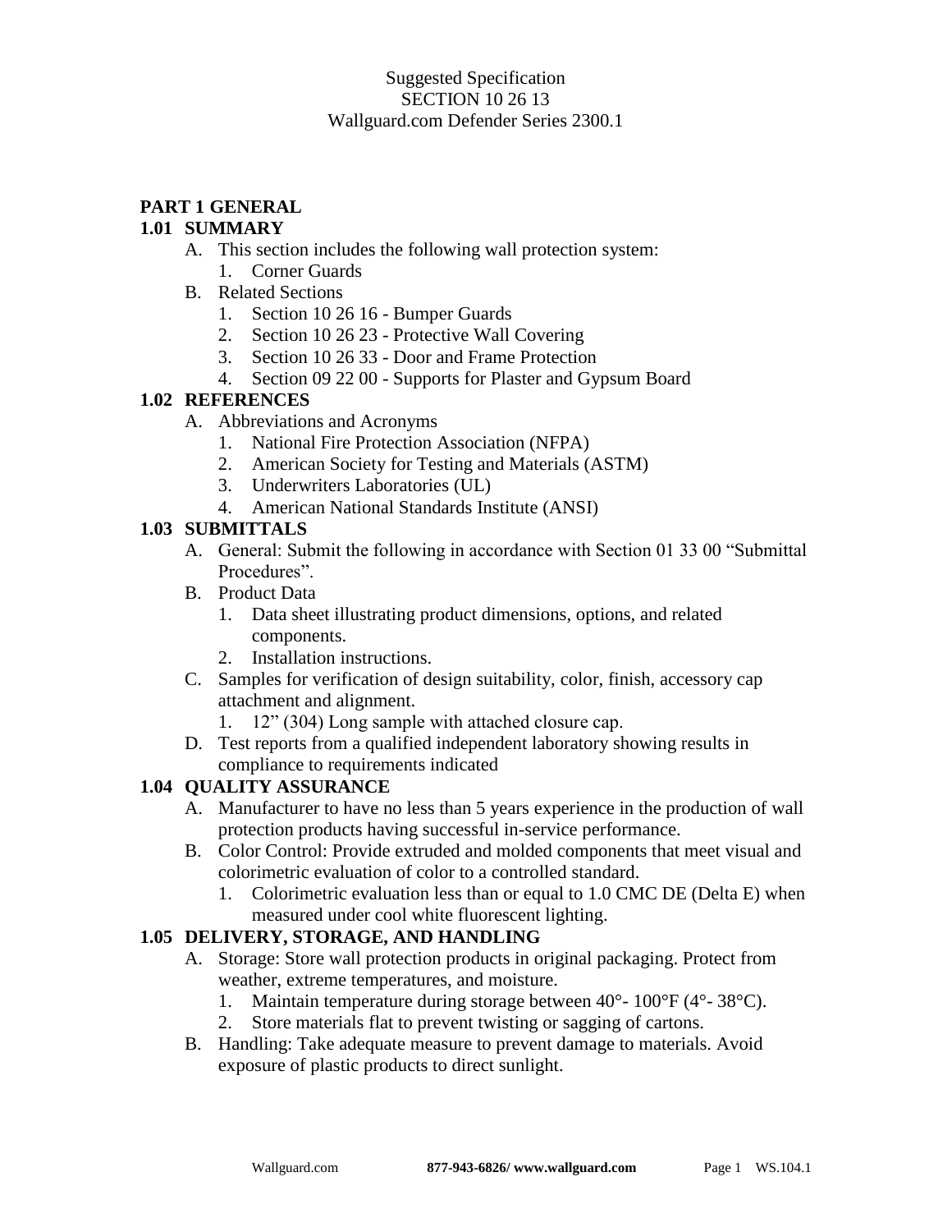Suggested Specification
SECTION 10 26 13
Wallguard.com Defender Series 2300.1

## PART 1 GENERAL

### 1.01 SUMMARY

A. This section includes the following wall protection system:
   1. Corner Guards

B. Related Sections
   1. Section 10 26 16 - Bumper Guards
   2. Section 10 26 23 - Protective Wall Covering
   3. Section 10 26 33 - Door and Frame Protection
   4. Section 09 22 00 - Supports for Plaster and Gypsum Board

### 1.02 REFERENCES

A. Abbreviations and Acronyms
   1. National Fire Protection Association (NFPA)
   2. American Society for Testing and Materials (ASTM)
   3. Underwriters Laboratories (UL)
   4. American National Standards Institute (ANSI)

### 1.03 SUBMITTALS

A. General: Submit the following in accordance with Section 01 33 00 “Submittal Procedures”.

B. Product Data
   1. Data sheet illustrating product dimensions, options, and related components.
   2. Installation instructions.

C. Samples for verification of design suitability, color, finish, accessory cap attachment and alignment.
   1. 12” (304) Long sample with attached closure cap.

D. Test reports from a qualified independent laboratory showing results in compliance to requirements indicated

### 1.04 QUALITY ASSURANCE

A. Manufacturer to have no less than 5 years experience in the production of wall protection products having successful in-service performance.

B. Color Control: Provide extruded and molded components that meet visual and colorimetric evaluation of color to a controlled standard.
   1. Colorimetric evaluation less than or equal to 1.0 CMC DE (Delta E) when measured under cool white fluorescent lighting.

### 1.05 DELIVERY, STORAGE, AND HANDLING

A. Storage: Store wall protection products in original packaging. Protect from weather, extreme temperatures, and moisture.
   1. Maintain temperature during storage between 40°- 100°F (4°- 38°C).
   2. Store materials flat to prevent twisting or sagging of cartons.

B. Handling: Take adequate measure to prevent damage to materials. Avoid exposure of plastic products to direct sunlight.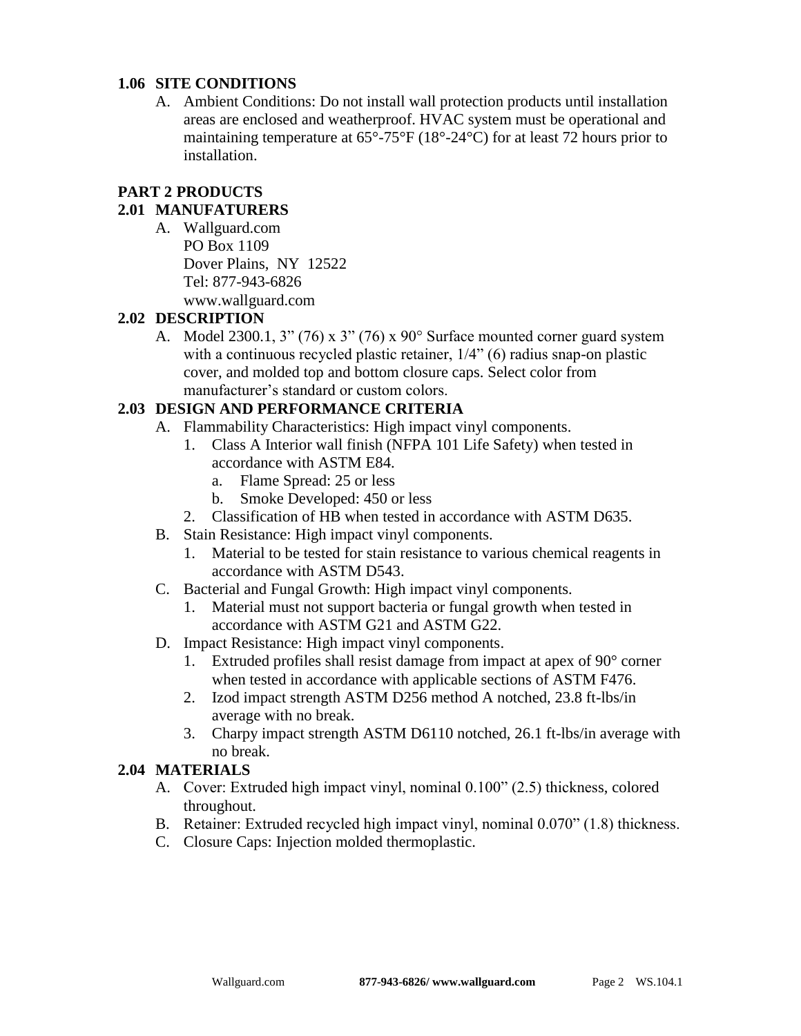### 1.06 SITE CONDITIONS

A. Ambient Conditions: Do not install wall protection products until installation areas are enclosed and weatherproof. HVAC system must be operational and maintaining temperature at 65°-75°F (18°-24°C) for at least 72 hours prior to installation.

## PART 2 PRODUCTS

### 2.01 MANUFATURERS

A. Wallguard.com
   PO Box 1109
   Dover Plains, NY 12522
   Tel: 877-943-6826
   www.wallguard.com

### 2.02 DESCRIPTION

A. Model 2300.1, 3" (76) x 3" (76) x 90° Surface mounted corner guard system with a continuous recycled plastic retainer, 1/4" (6) radius snap-on plastic cover, and molded top and bottom closure caps. Select color from manufacturer's standard or custom colors.

### 2.03 DESIGN AND PERFORMANCE CRITERIA

A. Flammability Characteristics: High impact vinyl components.
   1. Class A Interior wall finish (NFPA 101 Life Safety) when tested in accordance with ASTM E84.
      a. Flame Spread: 25 or less
      b. Smoke Developed: 450 or less
   2. Classification of HB when tested in accordance with ASTM D635.

B. Stain Resistance: High impact vinyl components.
   1. Material to be tested for stain resistance to various chemical reagents in accordance with ASTM D543.

C. Bacterial and Fungal Growth: High impact vinyl components.
   1. Material must not support bacteria or fungal growth when tested in accordance with ASTM G21 and ASTM G22.

D. Impact Resistance: High impact vinyl components.
   1. Extruded profiles shall resist damage from impact at apex of 90° corner when tested in accordance with applicable sections of ASTM F476.
   2. Izod impact strength ASTM D256 method A notched, 23.8 ft-lbs/in average with no break.
   3. Charpy impact strength ASTM D6110 notched, 26.1 ft-lbs/in average with no break.

### 2.04 MATERIALS

A. Cover: Extruded high impact vinyl, nominal 0.100" (2.5) thickness, colored throughout.

B. Retainer: Extruded recycled high impact vinyl, nominal 0.070" (1.8) thickness.

C. Closure Caps: Injection molded thermoplastic.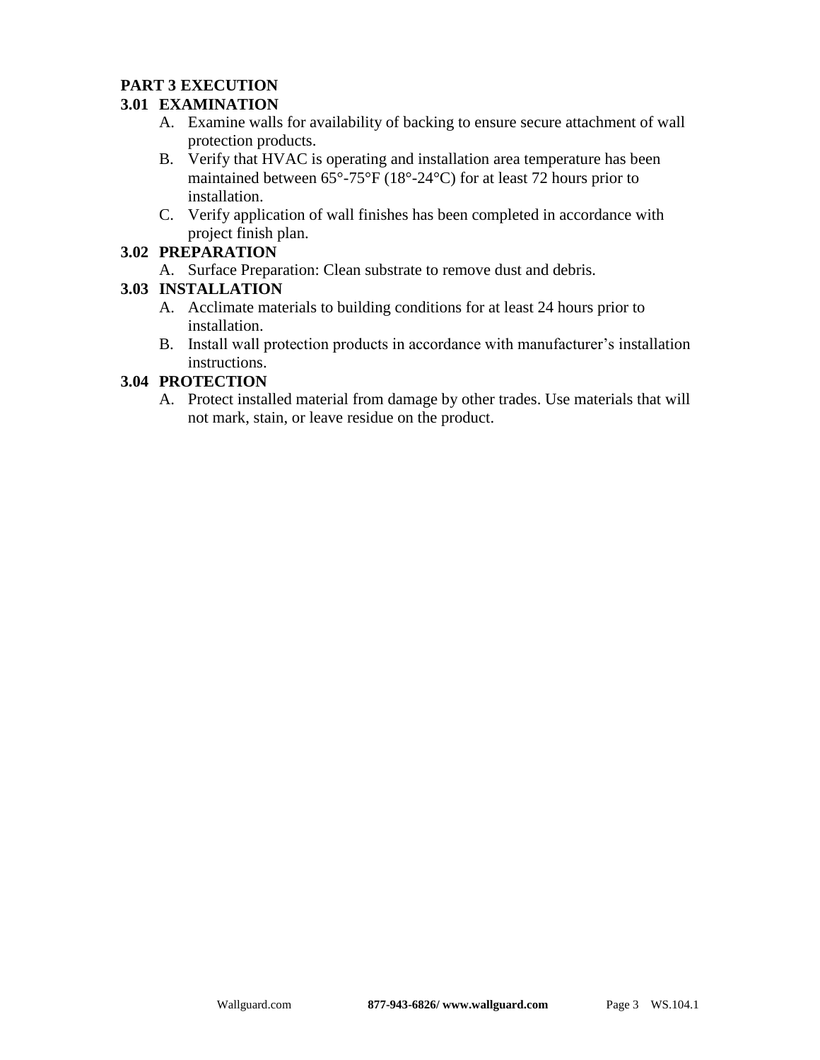**PART 3 EXECUTION**

**3.01 EXAMINATION**

A. Examine walls for availability of backing to ensure secure attachment of wall protection products.

B. Verify that HVAC is operating and installation area temperature has been maintained between 65°-75°F (18°-24°C) for at least 72 hours prior to installation.

C. Verify application of wall finishes has been completed in accordance with project finish plan.

**3.02 PREPARATION**

A. Surface Preparation: Clean substrate to remove dust and debris.

**3.03 INSTALLATION**

A. Acclimate materials to building conditions for at least 24 hours prior to installation.

B. Install wall protection products in accordance with manufacturer's installation instructions.

**3.04 PROTECTION**

A. Protect installed material from damage by other trades. Use materials that will not mark, stain, or leave residue on the product.